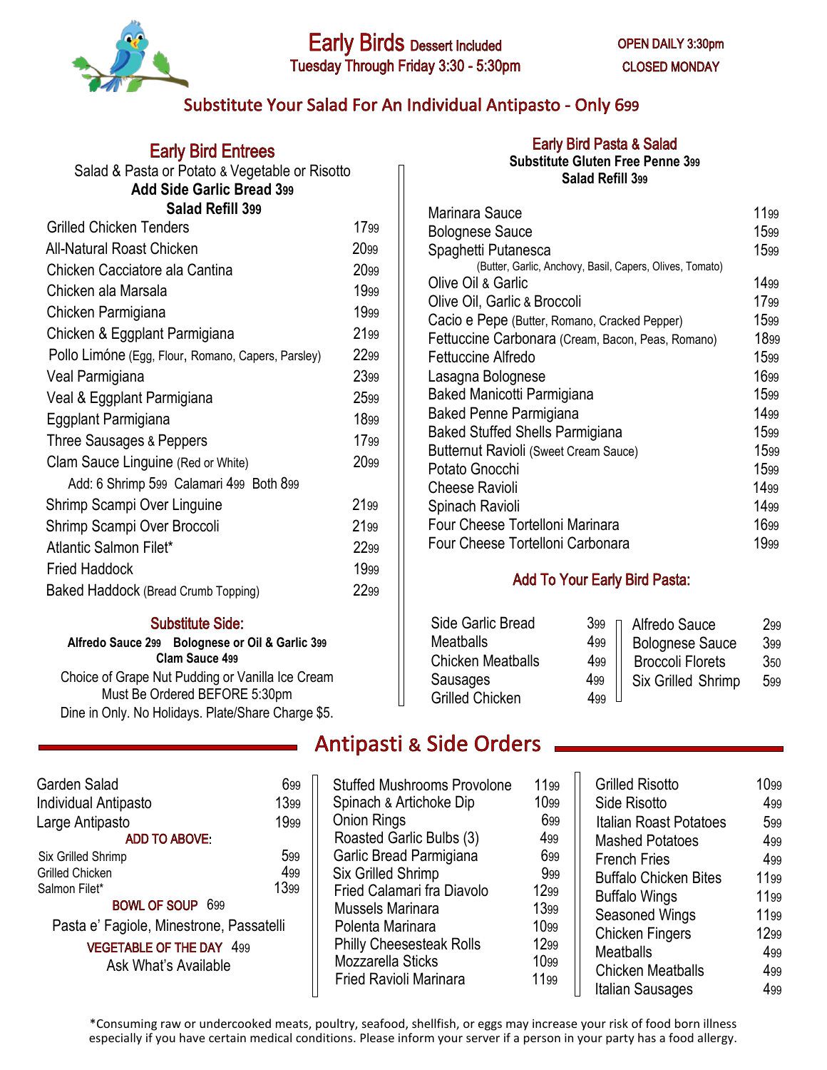# Early Birds Dessert Included

Tuesday Through Friday 3:30 - 5:30pm

OPEN DAILY 3:30pm
CLOSED MONDAY

**Substitute Your Salad For An Individual Antipasto - Only 699**

## Early Bird Entrees

Salad & Pasta or Potato & Vegetable or Risotto
**Add Side Garlic Bread 399**
**Salad Refill 399**

| Item | Price |
|---|---|
| Grilled Chicken Tenders | 1799 |
| All-Natural Roast Chicken | 2099 |
| Chicken Cacciatore ala Cantina | 2099 |
| Chicken ala Marsala | 1999 |
| Chicken Parmigiana | 1999 |
| Chicken & Eggplant Parmigiana | 2199 |
| Pollo Limóne (Egg, Flour, Romano, Capers, Parsley) | 2299 |
| Veal Parmigiana | 2399 |
| Veal & Eggplant Parmigiana | 2599 |
| Eggplant Parmigiana | 1899 |
| Three Sausages & Peppers | 1799 |
| Clam Sauce Linguine (Red or White) | 2099 |
| Add: 6 Shrimp 599 Calamari 499 Both 899 | |
| Shrimp Scampi Over Linguine | 2199 |
| Shrimp Scampi Over Broccoli | 2199 |
| Atlantic Salmon Filet* | 2299 |
| Fried Haddock | 1999 |
| Baked Haddock (Bread Crumb Topping) | 2299 |

### Substitute Side:

**Alfredo Sauce 299 Bolognese or Oil & Garlic 399**
**Clam Sauce 499**

Choice of Grape Nut Pudding or Vanilla Ice Cream
Must Be Ordered BEFORE 5:30pm
Dine in Only. No Holidays. Plate/Share Charge $5.

## Early Bird Pasta & Salad

**Substitute Gluten Free Penne 399**
**Salad Refill 399**

| Item | Price |
|---|---|
| Marinara Sauce | 1199 |
| Bolognese Sauce | 1599 |
| Spaghetti Putanesca (Butter, Garlic, Anchovy, Basil, Capers, Olives, Tomato) | 1599 |
| Olive Oil & Garlic | 1499 |
| Olive Oil, Garlic & Broccoli | 1799 |
| Cacio e Pepe (Butter, Romano, Cracked Pepper) | 1599 |
| Fettuccine Carbonara (Cream, Bacon, Peas, Romano) | 1899 |
| Fettuccine Alfredo | 1599 |
| Lasagna Bolognese | 1699 |
| Baked Manicotti Parmigiana | 1599 |
| Baked Penne Parmigiana | 1499 |
| Baked Stuffed Shells Parmigiana | 1599 |
| Butternut Ravioli (Sweet Cream Sauce) | 1599 |
| Potato Gnocchi | 1599 |
| Cheese Ravioli | 1499 |
| Spinach Ravioli | 1499 |
| Four Cheese Tortelloni Marinara | 1699 |
| Four Cheese Tortelloni Carbonara | 1999 |

### Add To Your Early Bird Pasta:

| Item | Price |
|---|---|
| Side Garlic Bread | 399 |
| Meatballs | 499 |
| Chicken Meatballs | 499 |
| Sausages | 499 |
| Grilled Chicken | 499 |
| Alfredo Sauce | 299 |
| Bolognese Sauce | 399 |
| Broccoli Florets | 350 |
| Six Grilled Shrimp | 599 |

## Antipasti & Side Orders

| Item | Price |
|---|---|
| Garden Salad | 699 |
| Individual Antipasto | 1399 |
| Large Antipasto | 1999 |

**ADD TO ABOVE:**

| Item | Price |
|---|---|
| Six Grilled Shrimp | 599 |
| Grilled Chicken | 499 |
| Salmon Filet* | 1399 |

**BOWL OF SOUP** 699
Pasta e' Fagiole, Minestrone, Passatelli

**VEGETABLE OF THE DAY** 499
Ask What's Available

| Item | Price |
|---|---|
| Stuffed Mushrooms Provolone | 1199 |
| Spinach & Artichoke Dip | 1099 |
| Onion Rings | 699 |
| Roasted Garlic Bulbs (3) | 499 |
| Garlic Bread Parmigiana | 699 |
| Six Grilled Shrimp | 999 |
| Fried Calamari fra Diavolo | 1299 |
| Mussels Marinara | 1399 |
| Polenta Marinara | 1099 |
| Philly Cheesesteak Rolls | 1299 |
| Mozzarella Sticks | 1099 |
| Fried Ravioli Marinara | 1199 |

| Item | Price |
|---|---|
| Grilled Risotto | 1099 |
| Side Risotto | 499 |
| Italian Roast Potatoes | 599 |
| Mashed Potatoes | 499 |
| French Fries | 499 |
| Buffalo Chicken Bites | 1199 |
| Buffalo Wings | 1199 |
| Seasoned Wings | 1199 |
| Chicken Fingers | 1299 |
| Meatballs | 499 |
| Chicken Meatballs | 499 |
| Italian Sausages | 499 |

*Consuming raw or undercooked meats, poultry, seafood, shellfish, or eggs may increase your risk of food born illness especially if you have certain medical conditions. Please inform your server if a person in your party has a food allergy.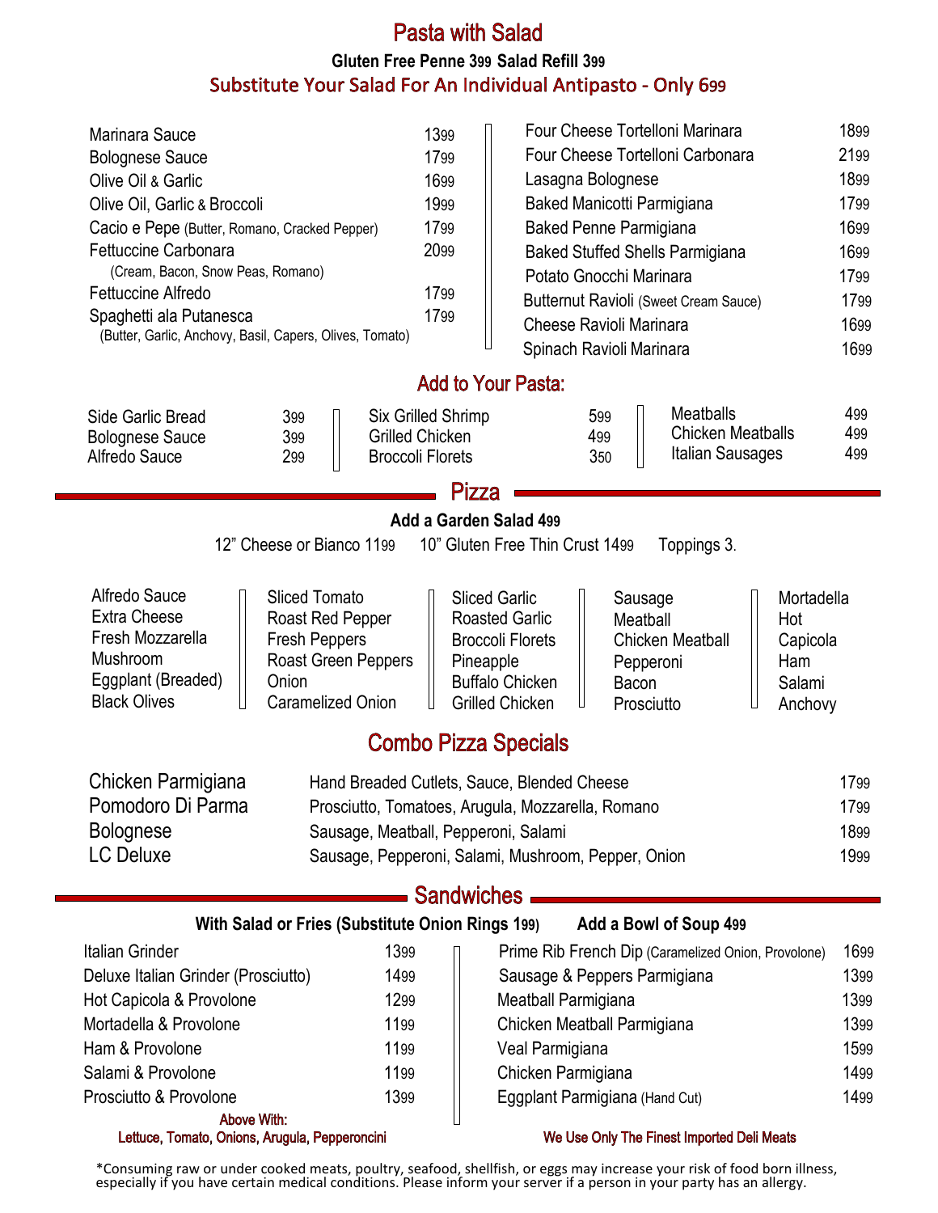# Pasta with Salad

**Gluten Free Penne 399 Salad Refill 399**

**Substitute Your Salad For An Individual Antipasto - Only 699**

| Item | Price |
|---|---|
| Marinara Sauce | 1399 |
| Bolognese Sauce | 1799 |
| Olive Oil & Garlic | 1699 |
| Olive Oil, Garlic & Broccoli | 1999 |
| Cacio e Pepe (Butter, Romano, Cracked Pepper) | 1799 |
| Fettuccine Carbonara (Cream, Bacon, Snow Peas, Romano) | 2099 |
| Fettuccine Alfredo | 1799 |
| Spaghetti ala Putanesca (Butter, Garlic, Anchovy, Basil, Capers, Olives, Tomato) | 1799 |
| Four Cheese Tortelloni Marinara | 1899 |
| Four Cheese Tortelloni Carbonara | 2199 |
| Lasagna Bolognese | 1899 |
| Baked Manicotti Parmigiana | 1799 |
| Baked Penne Parmigiana | 1699 |
| Baked Stuffed Shells Parmigiana | 1699 |
| Potato Gnocchi Marinara | 1799 |
| Butternut Ravioli (Sweet Cream Sauce) | 1799 |
| Cheese Ravioli Marinara | 1699 |
| Spinach Ravioli Marinara | 1699 |

## Add to Your Pasta:

| Item | Price |
|---|---|
| Side Garlic Bread | 399 |
| Bolognese Sauce | 399 |
| Alfredo Sauce | 299 |
| Six Grilled Shrimp | 599 |
| Grilled Chicken | 499 |
| Broccoli Florets | 350 |
| Meatballs | 499 |
| Chicken Meatballs | 499 |
| Italian Sausages | 499 |

# Pizza

**Add a Garden Salad 499**

12" Cheese or Bianco 1199 10" Gluten Free Thin Crust 1499 Toppings 3.

- Alfredo Sauce
- Extra Cheese
- Fresh Mozzarella
- Mushroom
- Eggplant (Breaded)
- Black Olives
- Sliced Tomato
- Roast Red Pepper
- Fresh Peppers
- Roast Green Peppers
- Onion
- Caramelized Onion
- Sliced Garlic
- Roasted Garlic
- Broccoli Florets
- Pineapple
- Buffalo Chicken
- Grilled Chicken
- Sausage
- Meatball
- Chicken Meatball
- Pepperoni
- Bacon
- Prosciutto
- Mortadella
- Hot Capicola
- Ham
- Salami
- Anchovy

## Combo Pizza Specials

| Pizza | Description | Price |
|---|---|---|
| Chicken Parmigiana | Hand Breaded Cutlets, Sauce, Blended Cheese | 1799 |
| Pomodoro Di Parma | Prosciutto, Tomatoes, Arugula, Mozzarella, Romano | 1799 |
| Bolognese | Sausage, Meatball, Pepperoni, Salami | 1899 |
| LC Deluxe | Sausage, Pepperoni, Salami, Mushroom, Pepper, Onion | 1999 |

# Sandwiches

**With Salad or Fries (Substitute Onion Rings 199)** **Add a Bowl of Soup 499**

| Item | Price |
|---|---|
| Italian Grinder | 1399 |
| Deluxe Italian Grinder (Prosciutto) | 1499 |
| Hot Capicola & Provolone | 1299 |
| Mortadella & Provolone | 1199 |
| Ham & Provolone | 1199 |
| Salami & Provolone | 1199 |
| Prosciutto & Provolone | 1399 |

Above With:
Lettuce, Tomato, Onions, Arugula, Pepperoncini

| Item | Price |
|---|---|
| Prime Rib French Dip (Caramelized Onion, Provolone) | 1699 |
| Sausage & Peppers Parmigiana | 1399 |
| Meatball Parmigiana | 1399 |
| Chicken Meatball Parmigiana | 1399 |
| Veal Parmigiana | 1599 |
| Chicken Parmigiana | 1499 |
| Eggplant Parmigiana (Hand Cut) | 1499 |

We Use Only The Finest Imported Deli Meats

*Consuming raw or under cooked meats, poultry, seafood, shellfish, or eggs may increase your risk of food born illness, especially if you have certain medical conditions. Please inform your server if a person in your party has an allergy.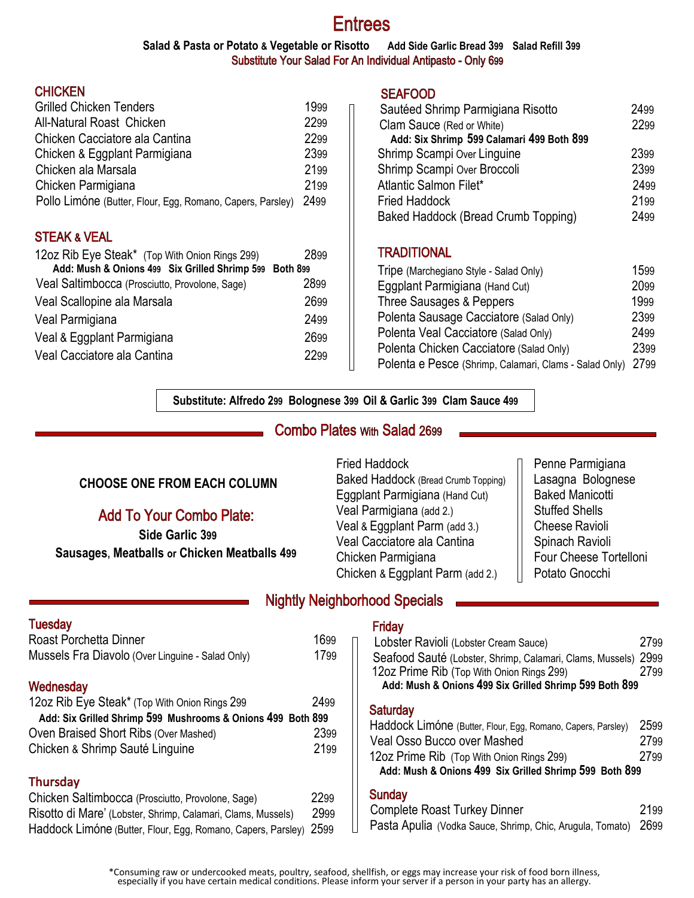# Entrees

**Salad & Pasta or Potato & Vegetable or Risotto** **Add Side Garlic Bread 399** **Salad Refill 399**

Substitute Your Salad For An Individual Antipasto - Only 699

## CHICKEN

| | |
|---|---|
| Grilled Chicken Tenders | 1999 |
| All-Natural Roast Chicken | 2299 |
| Chicken Cacciatore ala Cantina | 2299 |
| Chicken & Eggplant Parmigiana | 2399 |
| Chicken ala Marsala | 2199 |
| Chicken Parmigiana | 2199 |
| Pollo Limóne (Butter, Flour, Egg, Romano, Capers, Parsley) | 2499 |

## STEAK & VEAL

| | |
|---|---|
| 12oz Rib Eye Steak* (Top With Onion Rings 299) | 2899 |
| **Add: Mush & Onions 499 Six Grilled Shrimp 599 Both 899** | |
| Veal Saltimbocca (Prosciutto, Provolone, Sage) | 2899 |
| Veal Scallopine ala Marsala | 2699 |
| Veal Parmigiana | 2499 |
| Veal & Eggplant Parmigiana | 2699 |
| Veal Cacciatore ala Cantina | 2299 |

## SEAFOOD

| | |
|---|---|
| Sautéed Shrimp Parmigiana Risotto | 2499 |
| Clam Sauce (Red or White) | 2299 |
| **Add: Six Shrimp 599 Calamari 499 Both 899** | |
| Shrimp Scampi Over Linguine | 2399 |
| Shrimp Scampi Over Broccoli | 2399 |
| Atlantic Salmon Filet* | 2499 |
| Fried Haddock | 2199 |
| Baked Haddock (Bread Crumb Topping) | 2499 |

## TRADITIONAL

| | |
|---|---|
| Tripe (Marchegiano Style - Salad Only) | 1599 |
| Eggplant Parmigiana (Hand Cut) | 2099 |
| Three Sausages & Peppers | 1999 |
| Polenta Sausage Cacciatore (Salad Only) | 2399 |
| Polenta Veal Cacciatore (Salad Only) | 2499 |
| Polenta Chicken Cacciatore (Salad Only) | 2399 |
| Polenta e Pesce (Shrimp, Calamari, Clams - Salad Only) | 2799 |

**Substitute: Alfredo 299 Bolognese 399 Oil & Garlic 399 Clam Sauce 499**

# Combo Plates With Salad 2699

**CHOOSE ONE FROM EACH COLUMN**

### Add To Your Combo Plate:

**Side Garlic 399**

**Sausages, Meatballs or Chicken Meatballs 499**

| | |
|---|---|
| Fried Haddock | Penne Parmigiana |
| Baked Haddock (Bread Crumb Topping) | Lasagna Bolognese |
| Eggplant Parmigiana (Hand Cut) | Baked Manicotti |
| Veal Parmigiana (add 2.) | Stuffed Shells |
| Veal & Eggplant Parm (add 3.) | Cheese Ravioli |
| Veal Cacciatore ala Cantina | Spinach Ravioli |
| Chicken Parmigiana | Four Cheese Tortelloni |
| Chicken & Eggplant Parm (add 2.) | Potato Gnocchi |

# Nightly Neighborhood Specials

## Tuesday

| | |
|---|---|
| Roast Porchetta Dinner | 1699 |
| Mussels Fra Diavolo (Over Linguine - Salad Only) | 1799 |

## Wednesday

| | |
|---|---|
| 12oz Rib Eye Steak* (Top With Onion Rings 299) | 2499 |
| **Add: Six Grilled Shrimp 599 Mushrooms & Onions 499 Both 899** | |
| Oven Braised Short Ribs (Over Mashed) | 2399 |
| Chicken & Shrimp Sauté Linguine | 2199 |

## Thursday

| | |
|---|---|
| Chicken Saltimbocca (Prosciutto, Provolone, Sage) | 2299 |
| Risotto di Mare' (Lobster, Shrimp, Calamari, Clams, Mussels) | 2999 |
| Haddock Limóne (Butter, Flour, Egg, Romano, Capers, Parsley) | 2599 |

## Friday

| | |
|---|---|
| Lobster Ravioli (Lobster Cream Sauce) | 2799 |
| Seafood Sauté (Lobster, Shrimp, Calamari, Clams, Mussels) | 2999 |
| 12oz Prime Rib (Top With Onion Rings 299) | 2799 |
| **Add: Mush & Onions 499 Six Grilled Shrimp 599 Both 899** | |

## Saturday

| | |
|---|---|
| Haddock Limóne (Butter, Flour, Egg, Romano, Capers, Parsley) | 2599 |
| Veal Osso Bucco over Mashed | 2799 |
| 12oz Prime Rib (Top With Onion Rings 299) | 2799 |
| **Add: Mush & Onions 499 Six Grilled Shrimp 599 Both 899** | |

## Sunday

| | |
|---|---|
| Complete Roast Turkey Dinner | 2199 |
| Pasta Apulia (Vodka Sauce, Shrimp, Chic, Arugula, Tomato) | 2699 |

*Consuming raw or undercooked meats, poultry, seafood, shellfish, or eggs may increase your risk of food born illness, especially if you have certain medical conditions. Please inform your server if a person in your party has an allergy.